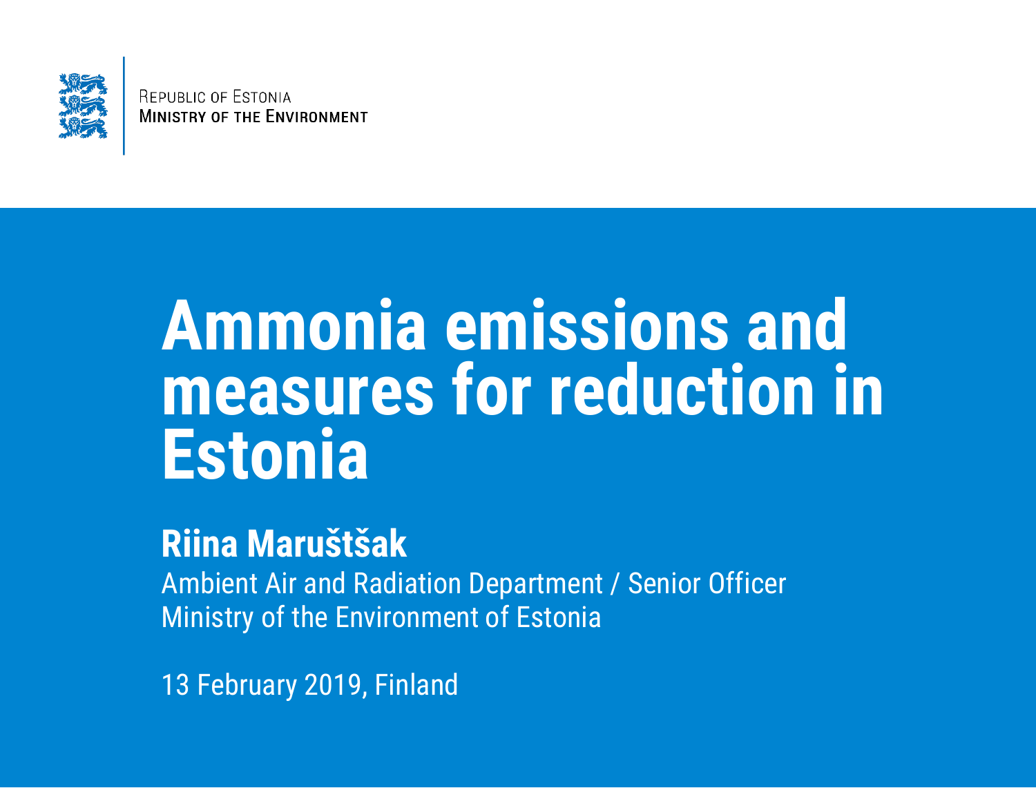Republic of Estonia
Ministry of the Environment

# Ammonia emissions and measures for reduction in Estonia

**Riina Maruštšak**

Ambient Air and Radiation Department / Senior Officer
Ministry of the Environment of Estonia

13 February 2019, Finland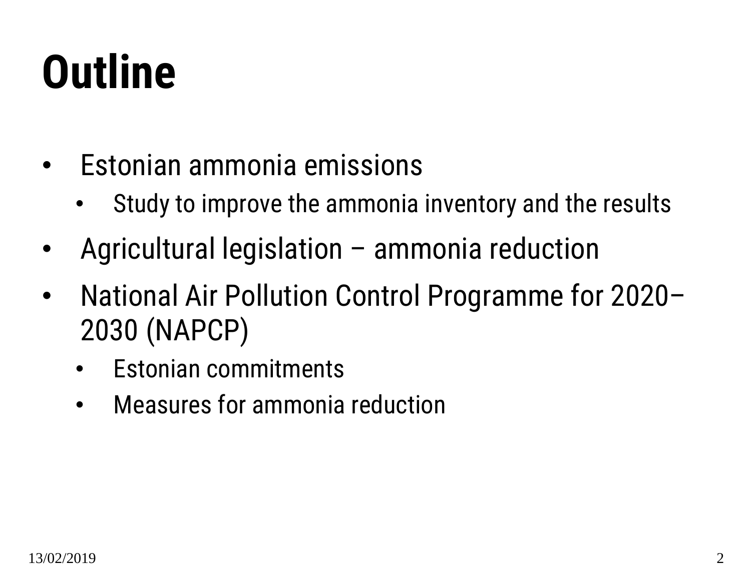# Outline

- Estonian ammonia emissions
  - Study to improve the ammonia inventory and the results
- Agricultural legislation – ammonia reduction
- National Air Pollution Control Programme for 2020–2030 (NAPCP)
  - Estonian commitments
  - Measures for ammonia reduction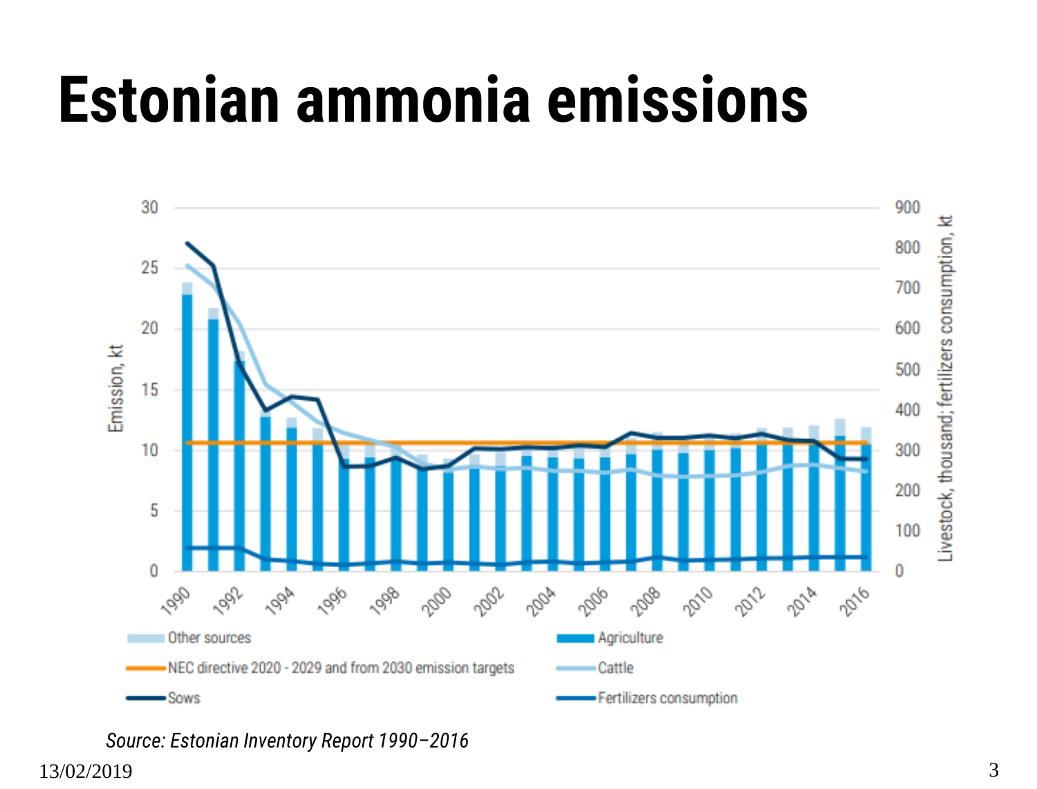# Estonian ammonia emissions

*Source: Estonian Inventory Report 1990−2016*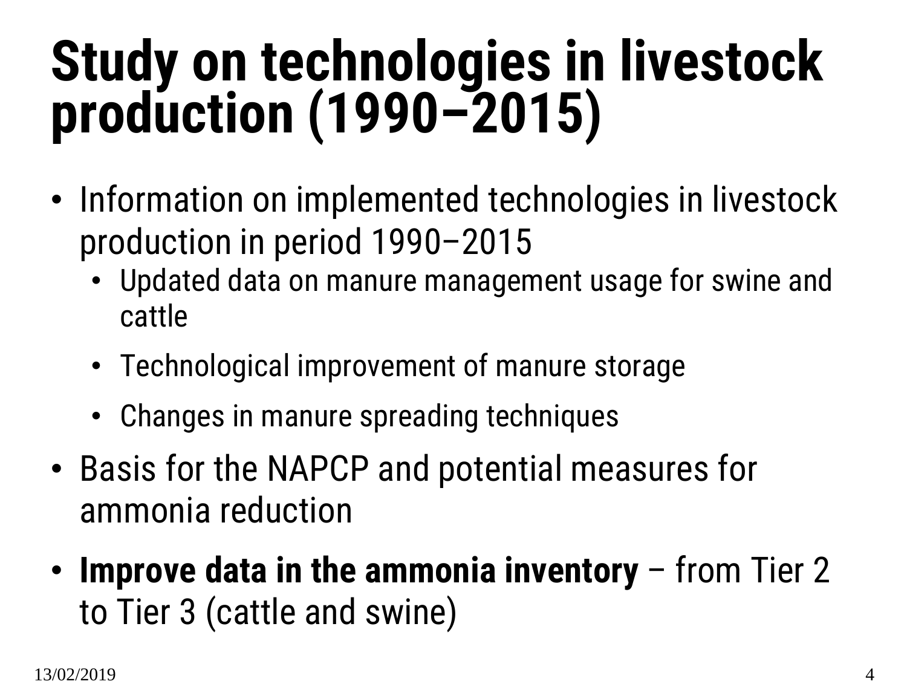# Study on technologies in livestock production (1990–2015)

- Information on implemented technologies in livestock production in period 1990–2015
  - Updated data on manure management usage for swine and cattle
  - Technological improvement of manure storage
  - Changes in manure spreading techniques
- Basis for the NAPCP and potential measures for ammonia reduction
- **Improve data in the ammonia inventory** – from Tier 2 to Tier 3 (cattle and swine)

13/02/2019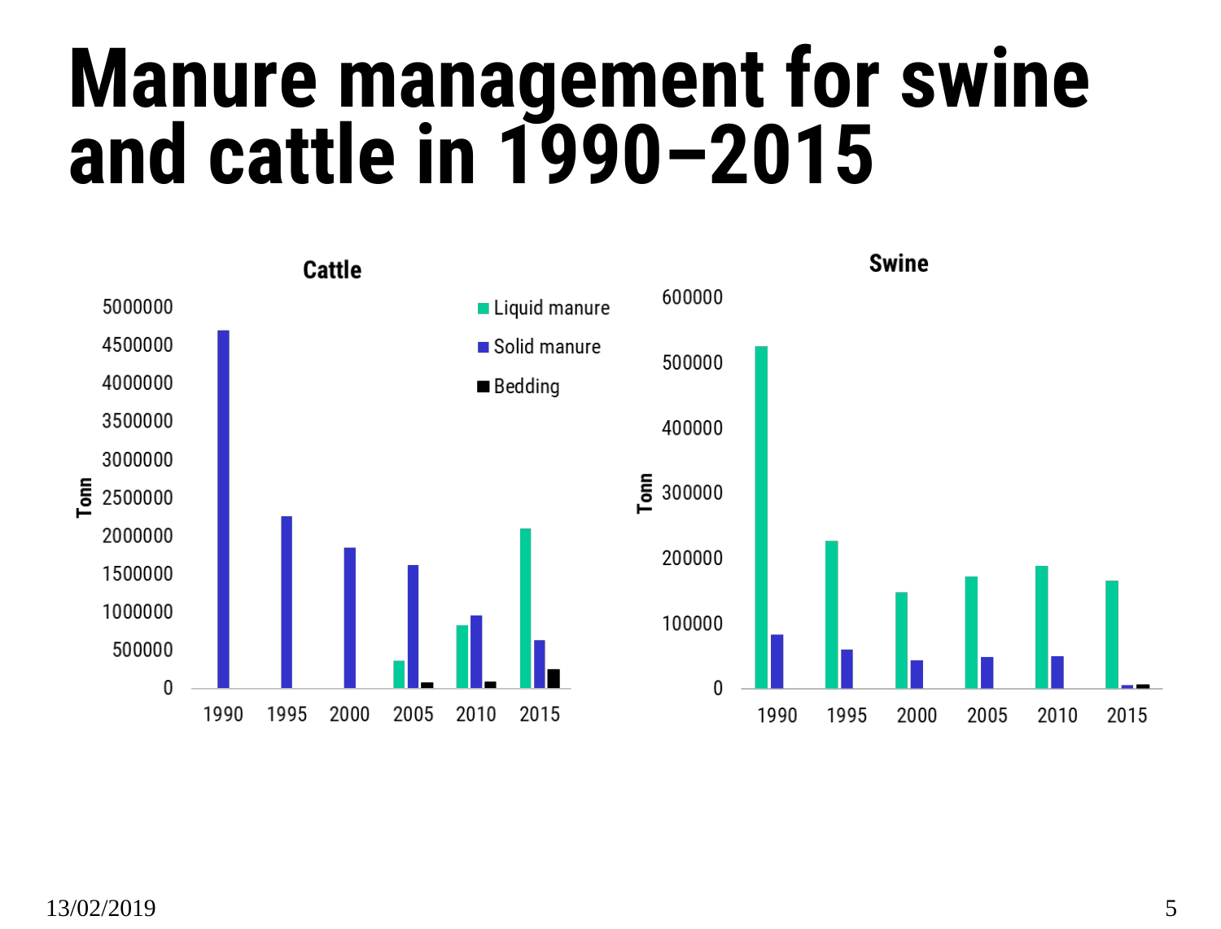# Manure management for swine and cattle in 1990–2015

**Cattle**

Tonn

5000000
4500000
4000000
3500000
3000000
2500000
2000000
1500000
1000000
500000
0

1990 1995 2000 2005 2010 2015

- Liquid manure
- Solid manure
- Bedding

**Swine**

Tonn

600000
500000
400000
300000
200000
100000
0

1990 1995 2000 2005 2010 2015

13/02/2019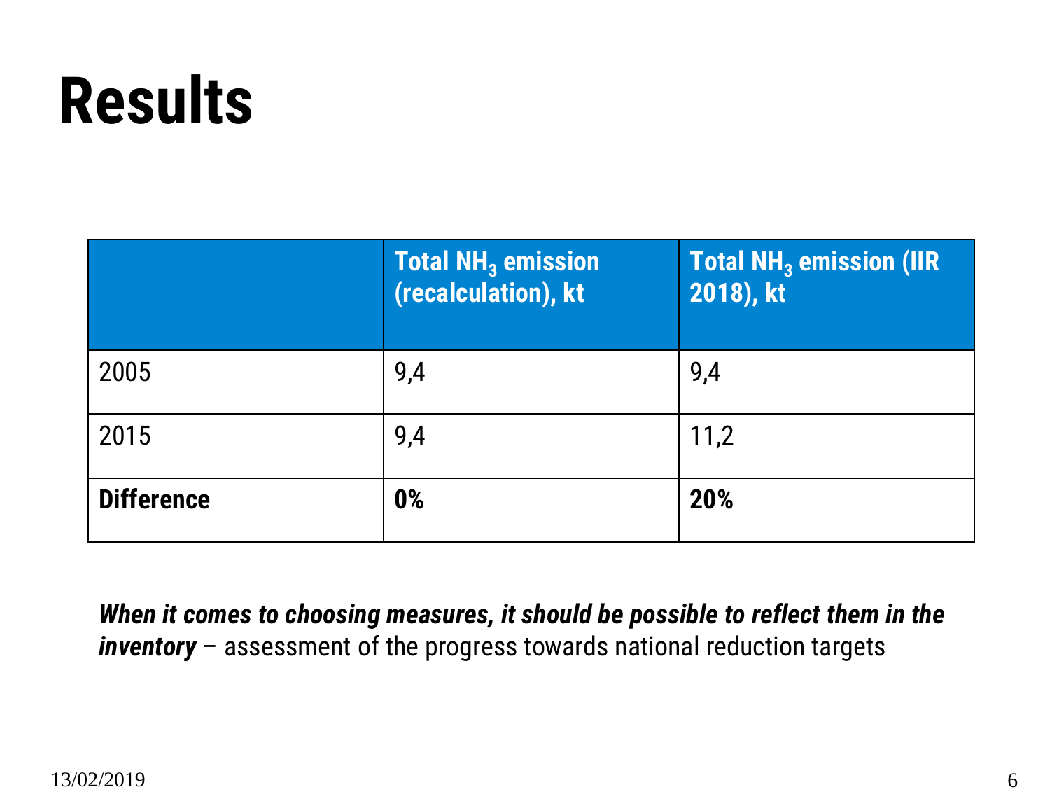# Results

| | Total $NH_3$ emission (recalculation), kt | Total $NH_3$ emission (IIR 2018), kt |
|---|---|---|
| 2005 | 9,4 | 9,4 |
| 2015 | 9,4 | 11,2 |
| **Difference** | **0%** | **20%** |

***When it comes to choosing measures, it should be possible to reflect them in the inventory*** – assessment of the progress towards national reduction targets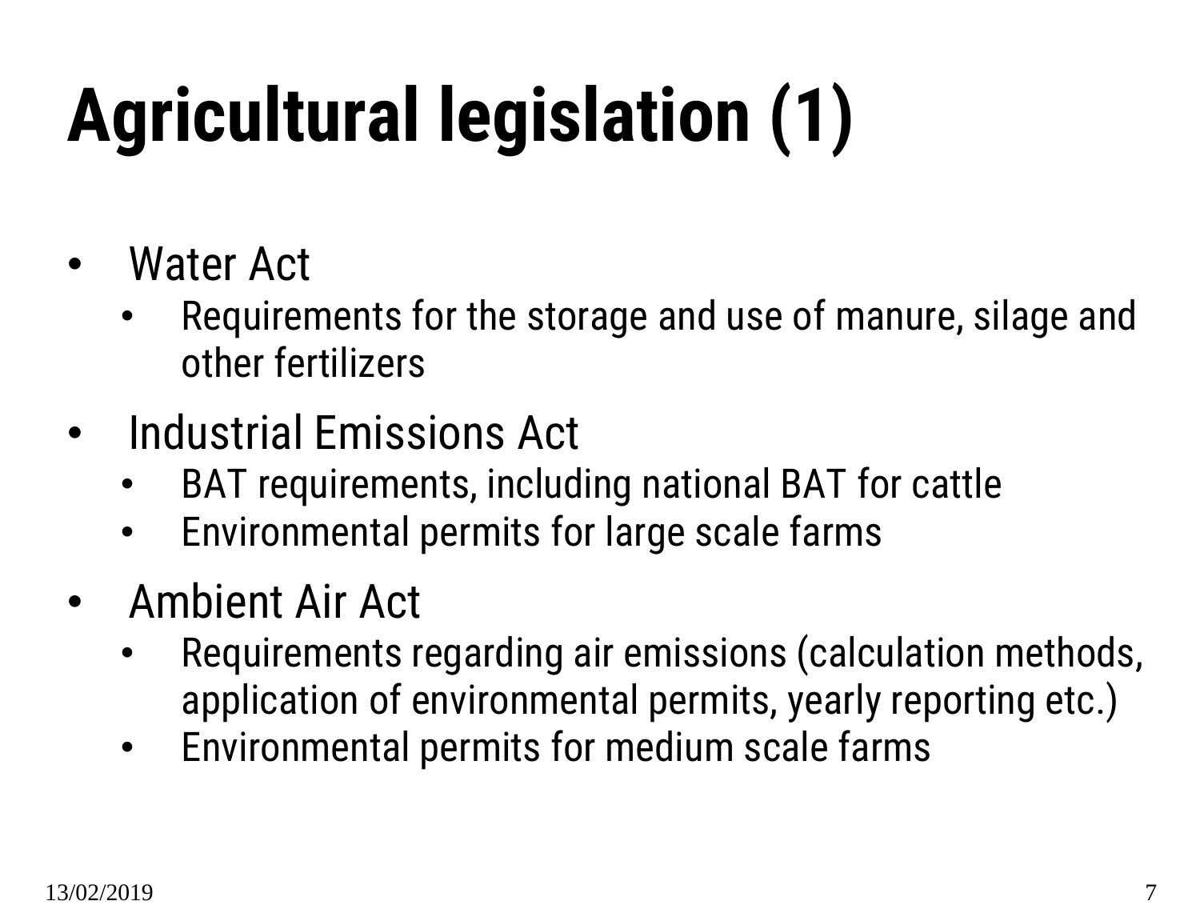# Agricultural legislation (1)

- Water Act
  - Requirements for the storage and use of manure, silage and other fertilizers
- Industrial Emissions Act
  - BAT requirements, including national BAT for cattle
  - Environmental permits for large scale farms
- Ambient Air Act
  - Requirements regarding air emissions (calculation methods, application of environmental permits, yearly reporting etc.)
  - Environmental permits for medium scale farms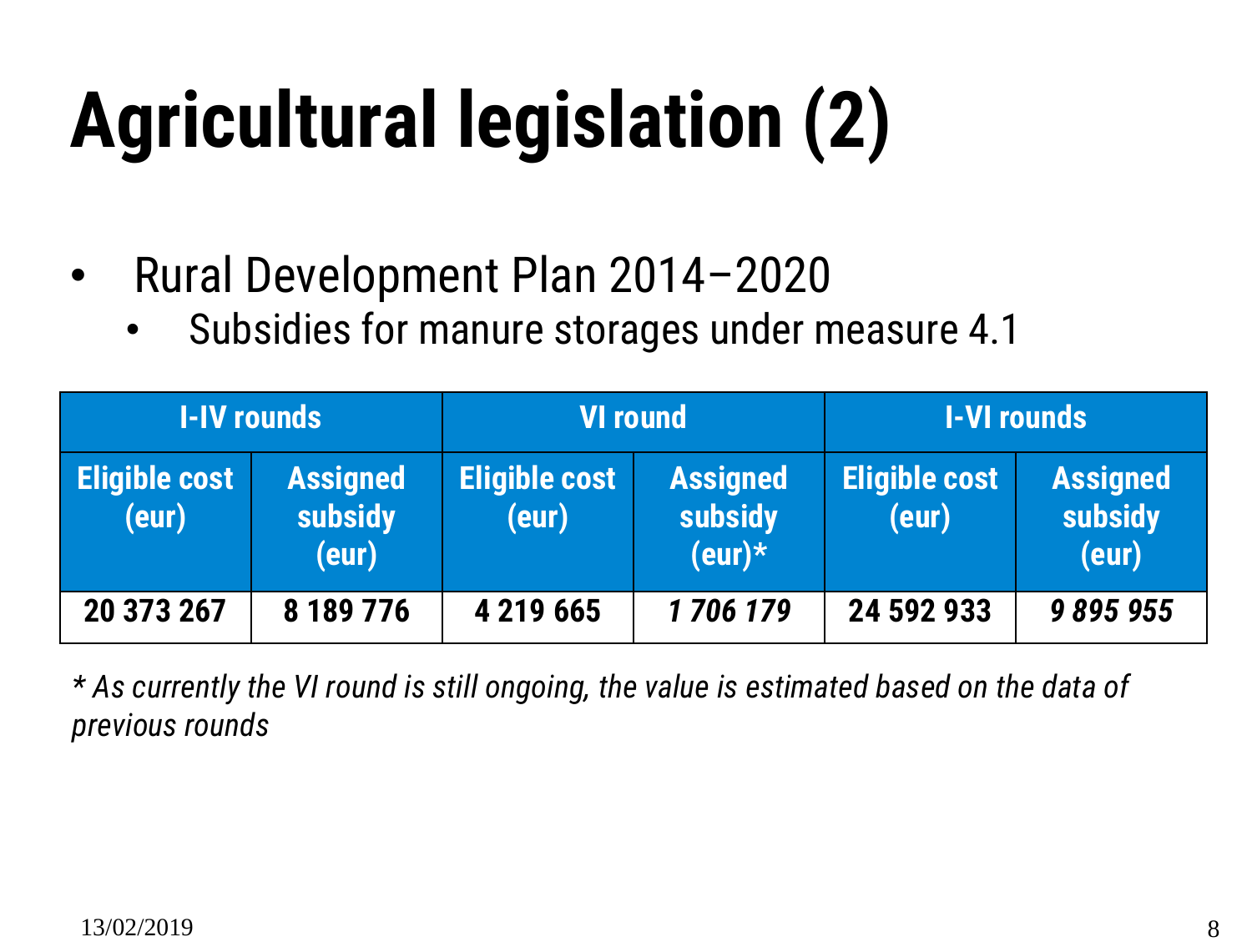# Agricultural legislation (2)

- Rural Development Plan 2014–2020
  - Subsidies for manure storages under measure 4.1

| I-IV rounds | | VI round | | I-VI rounds | |
|---|---|---|---|---|---|
| **Eligible cost (eur)** | **Assigned subsidy (eur)** | **Eligible cost (eur)** | **Assigned subsidy (eur)*** | **Eligible cost (eur)** | **Assigned subsidy (eur)** |
| **20 373 267** | **8 189 776** | **4 219 665** | ***1 706 179*** | **24 592 933** | ***9 895 955*** |

*\* As currently the VI round is still ongoing, the value is estimated based on the data of previous rounds*

13/02/2019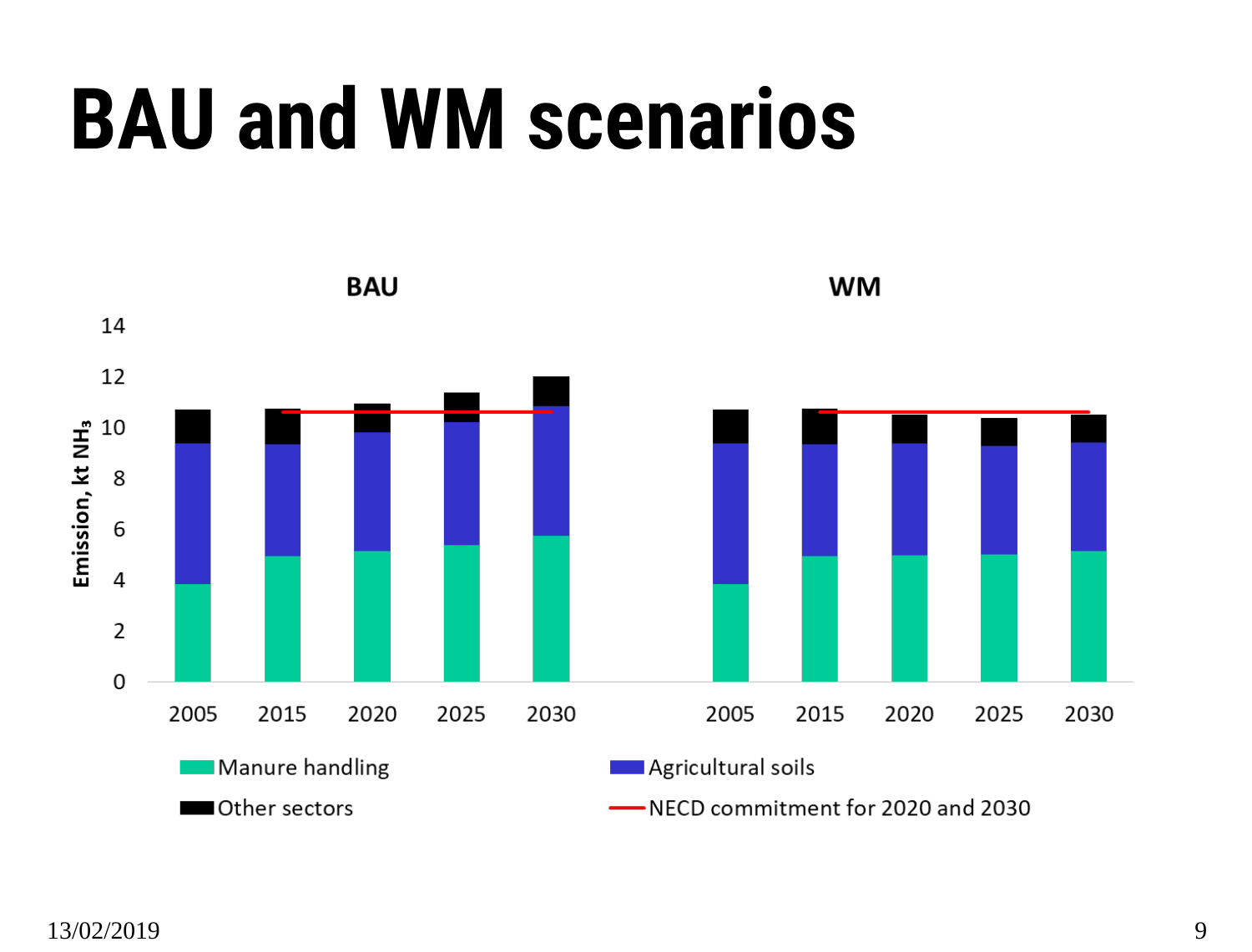# BAU and WM scenarios

BAU

WM

Emission, kt $NH_3$

0 2 4 6 8 10 12 14

2005 2015 2020 2025 2030

2005 2015 2020 2025 2030

Manure handling

Agricultural soils

Other sectors

NECD commitment for 2020 and 2030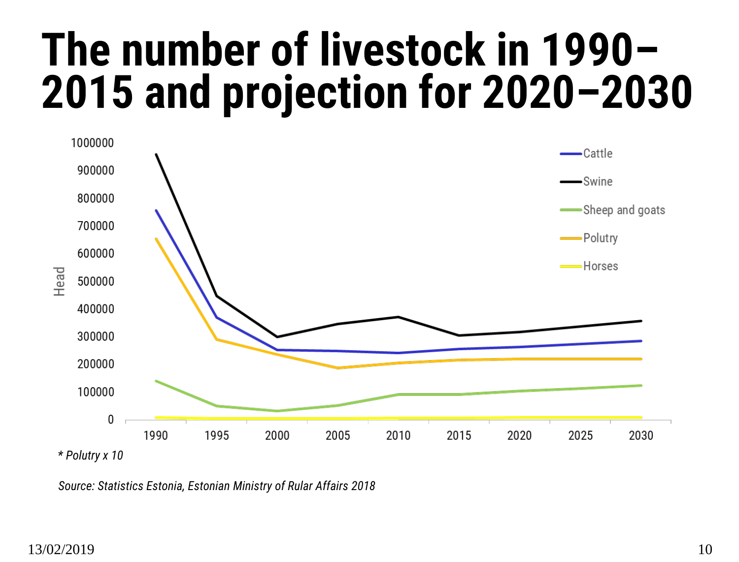# The number of livestock in 1990–2015 and projection for 2020–2030

*\* Polutry x 10*

*Source: Statistics Estonia, Estonian Ministry of Rular Affairs 2018*

13/02/2019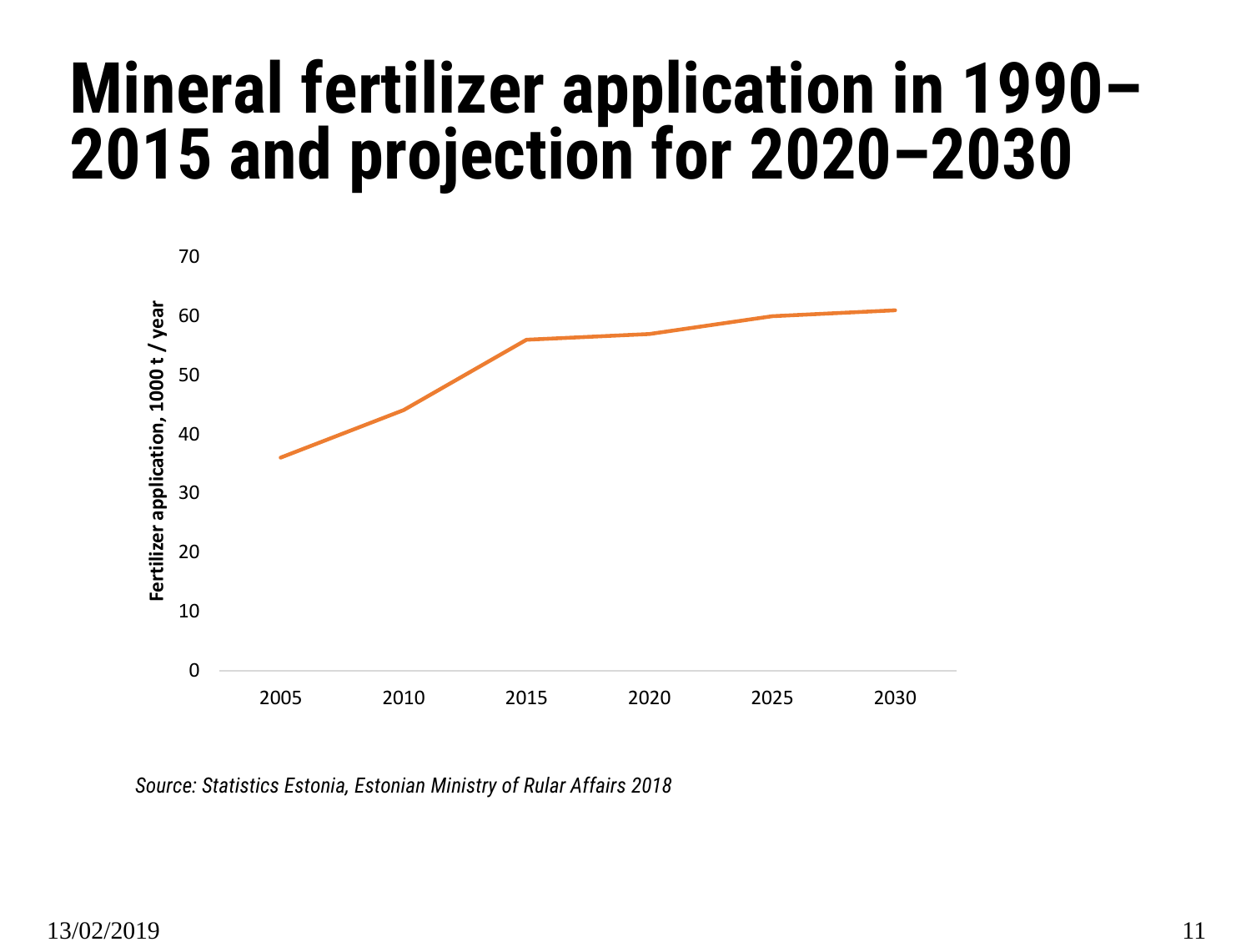# Mineral fertilizer application in 1990–2015 and projection for 2020–2030

Fertilizer application, 1000 t / year

| Year | Fertilizer application, 1000 t / year |
|---|---|
| 2005 | 36 |
| 2010 | 44 |
| 2015 | 56 |
| 2020 | 57 |
| 2025 | 60 |
| 2030 | 61 |

*Source: Statistics Estonia, Estonian Ministry of Rular Affairs 2018*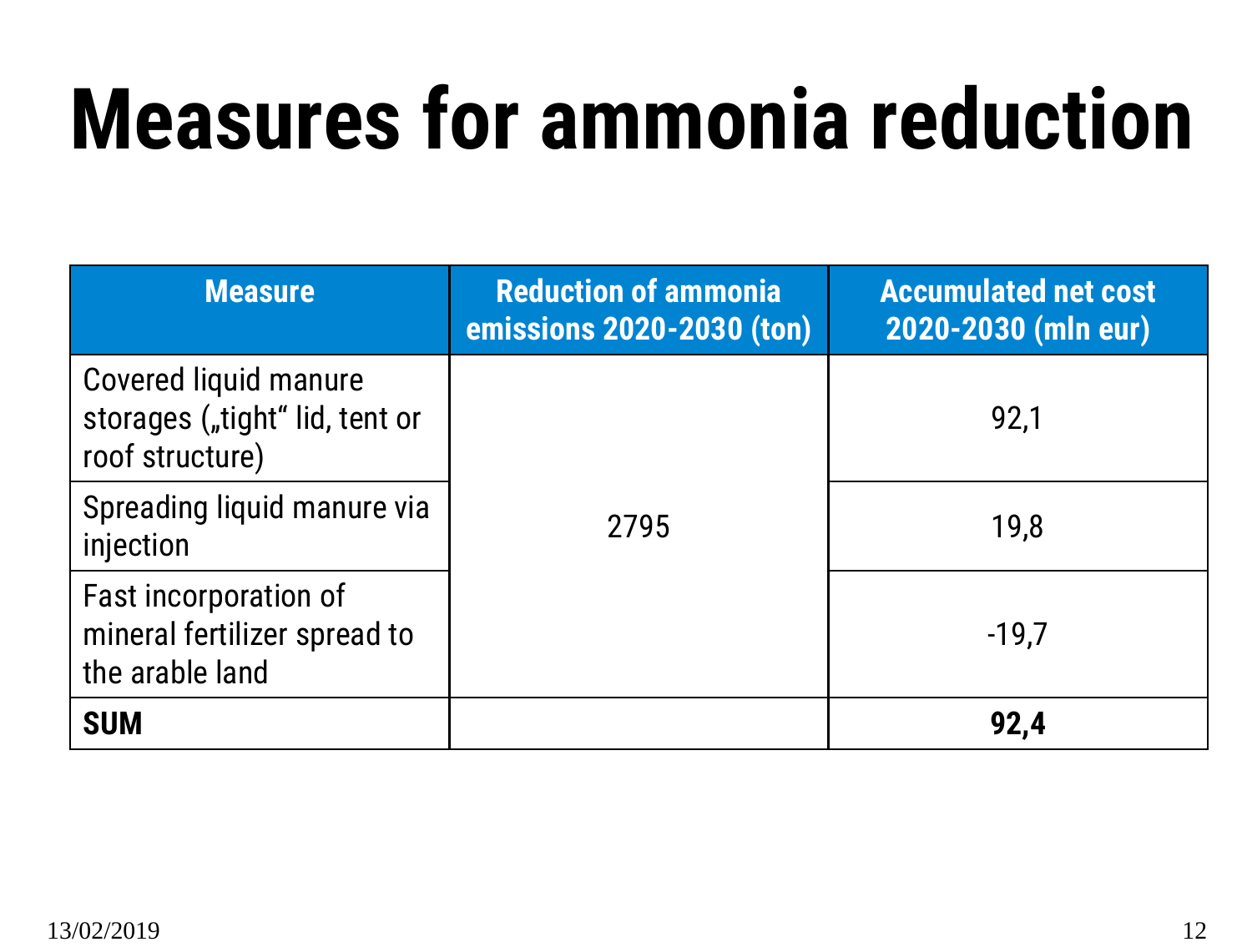# Measures for ammonia reduction

| Measure | Reduction of ammonia emissions 2020-2030 (ton) | Accumulated net cost 2020-2030 (mln eur) |
| --- | --- | --- |
| Covered liquid manure storages („tight“ lid, tent or roof structure) | 2795 | 92,1 |
| Spreading liquid manure via injection | | 19,8 |
| Fast incorporation of mineral fertilizer spread to the arable land | | -19,7 |
| **SUM** | | **92,4** |

13/02/2019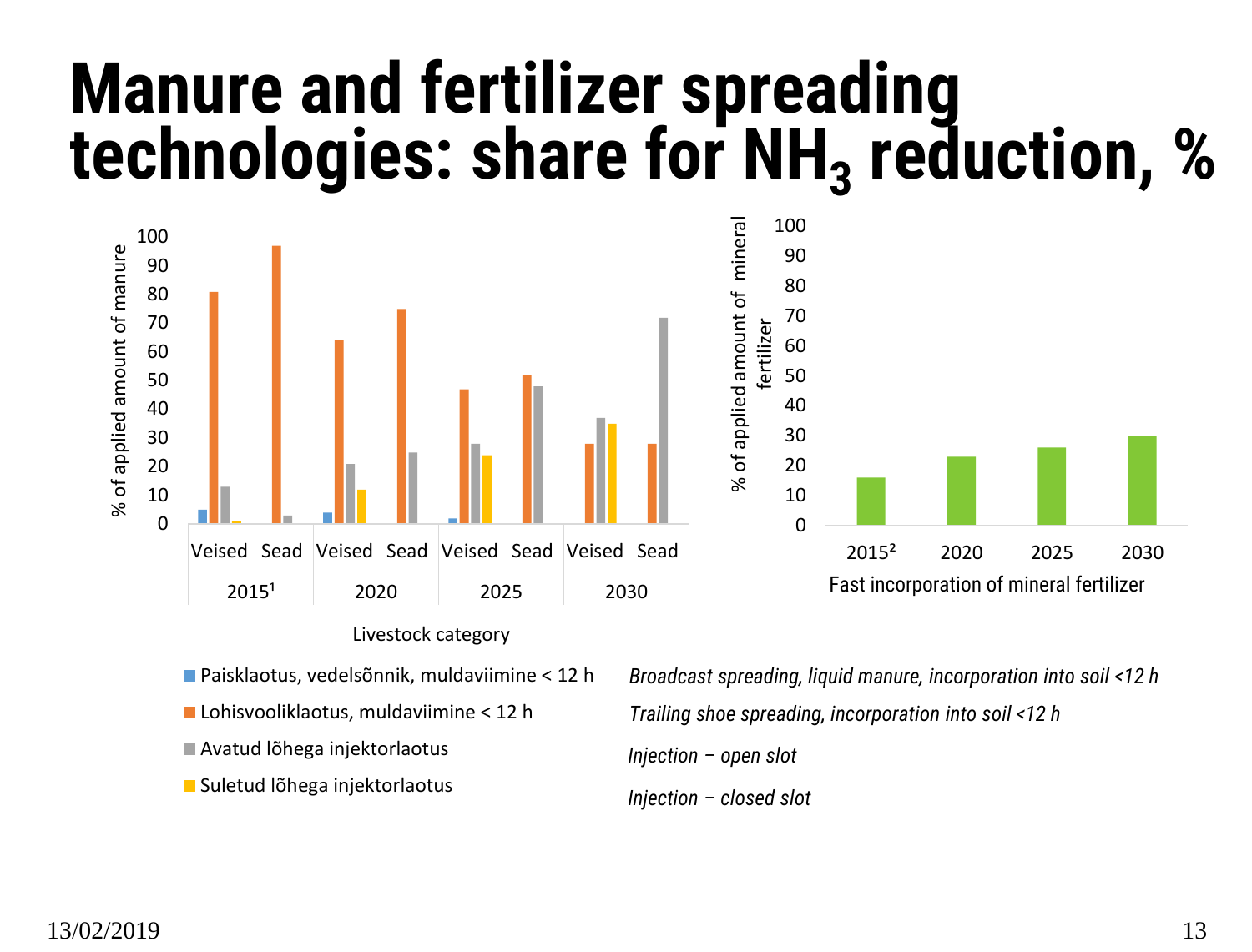# Manure and fertilizer spreading technologies: share for $NH_3$ reduction, %

% of applied amount of manure

| Livestock category | Paisklaotus, vedelsõnnik, muldaviimine < 12 h | Lohisvooliklaotus, muldaviimine < 12 h | Avatud lõhega injektorlaotus | Suletud lõhega injektorlaotus |
|---|---|---|---|---|
| 2015[1] Veised | 5 | 81 | 13 | 1 |
| 2015[1] Sead | | 97 | 3 | |
| 2020 Veised | 4 | 64 | 21 | 12 |
| 2020 Sead | | 75 | 25 | |
| 2025 Veised | 2 | 47 | 28 | 24 |
| 2025 Sead | | 52 | 48 | |
| 2030 Veised | | 28 | 37 | 35 |
| 2030 Sead | | 28 | 72 | |

- Paisklaotus, vedelsõnnik, muldaviimine < 12 h — *Broadcast spreading, liquid manure, incorporation into soil <12 h*
- Lohisvooliklaotus, muldaviimine < 12 h — *Trailing shoe spreading, incorporation into soil <12 h*
- Avatud lõhega injektorlaotus — *Injection – open slot*
- Suletud lõhega injektorlaotus — *Injection – closed slot*

Fast incorporation of mineral fertilizer (% of applied amount of mineral fertilizer)

| 2015[2] | 2020 | 2025 | 2030 |
|---|---|---|---|
| 16 | 23 | 26 | 30 |

13/02/2019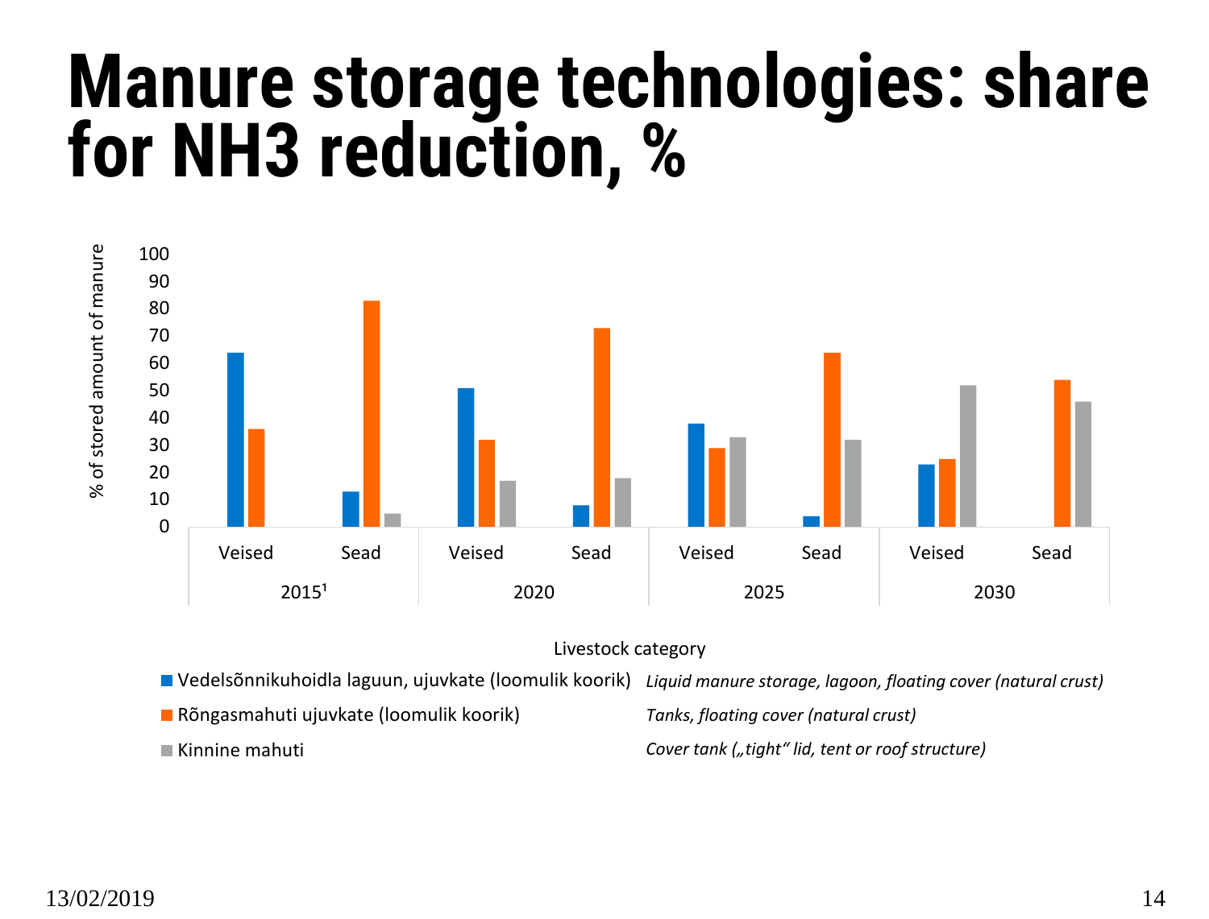# Manure storage technologies: share for NH3 reduction, %

| Year | Livestock category | Vedelsõnnikuhoidla laguun, ujuvkate (loomulik koorik) | Rõngasmahuti ujuvkate (loomulik koorik) | Kinnine mahuti |
|---|---|---|---|---|
| 2015[1] | Veised | 64 | 36 | |
| | Sead | 13 | 83 | 5 |
| 2020 | Veised | 51 | 32 | 17 |
| | Sead | 8 | 73 | 18 |
| 2025 | Veised | 38 | 29 | 33 |
| | Sead | 4 | 64 | 32 |
| 2030 | Veised | 23 | 25 | 52 |
| | Sead | | 54 | 46 |

Y-axis: % of stored amount of manure

X-axis: Livestock category

- Vedelsõnnikuhoidla laguun, ujuvkate (loomulik koorik) — *Liquid manure storage, lagoon, floating cover (natural crust)*
- Rõngasmahuti ujuvkate (loomulik koorik) — *Tanks, floating cover (natural crust)*
- Kinnine mahuti — *Cover tank („tight“ lid, tent or roof structure)*

13/02/2019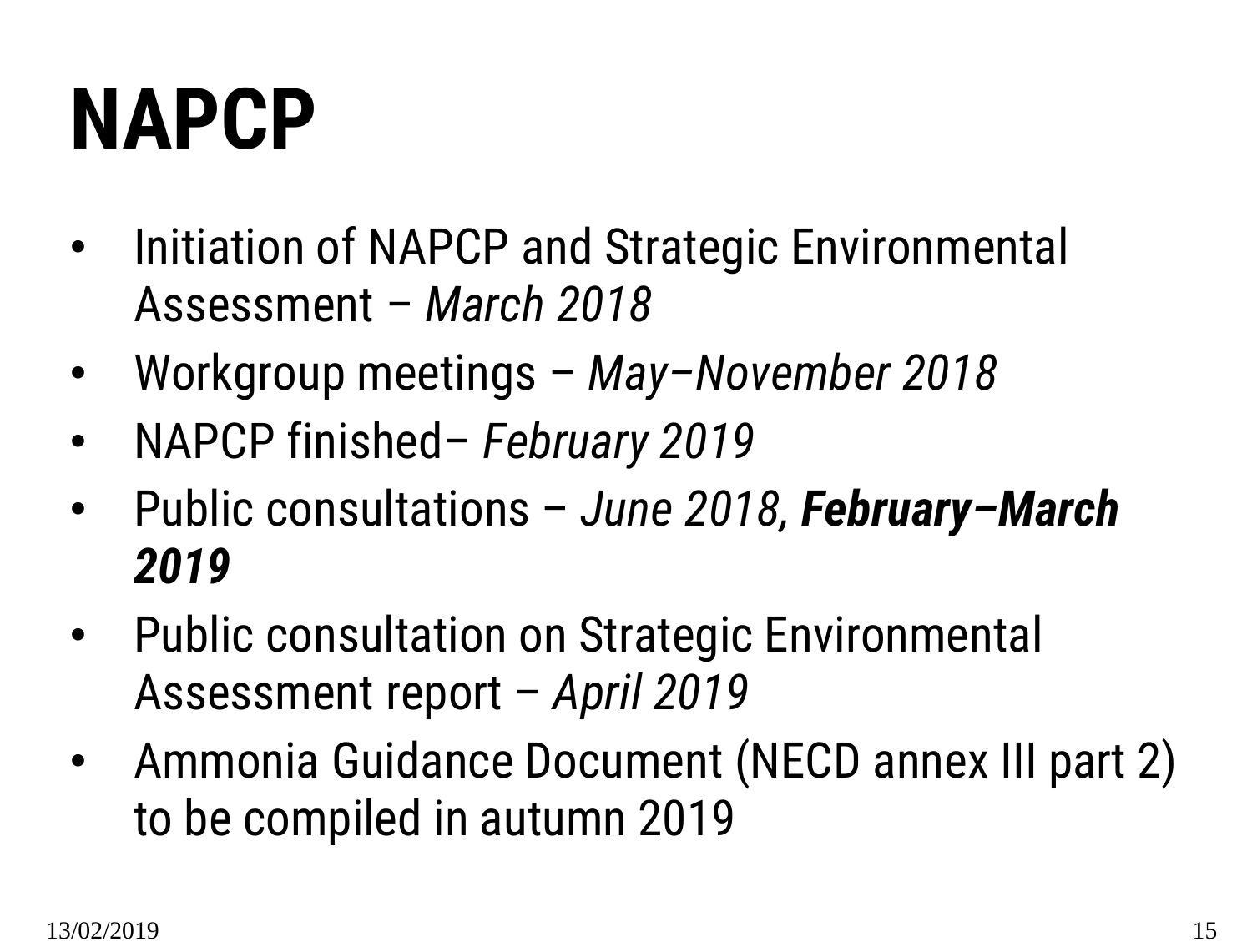# NAPCP

- Initiation of NAPCP and Strategic Environmental Assessment – *March 2018*
- Workgroup meetings – *May–November 2018*
- NAPCP finished– *February 2019*
- Public consultations – *June 2018*, ***February–March 2019***
- Public consultation on Strategic Environmental Assessment report – *April 2019*
- Ammonia Guidance Document (NECD annex III part 2) to be compiled in autumn 2019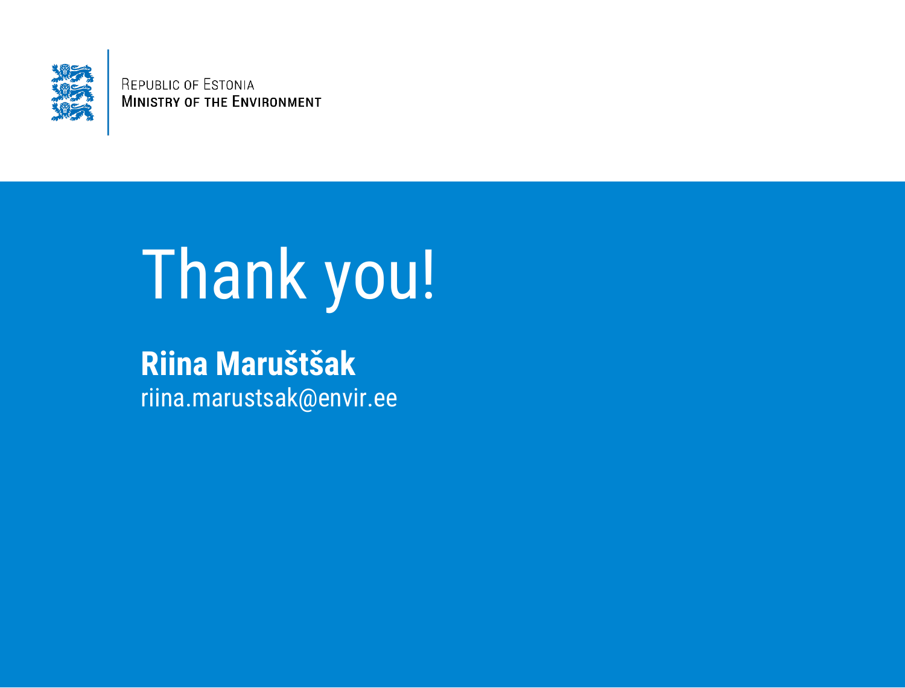Republic of Estonia
Ministry of the Environment

# Thank you!

**Riina Maruštšak**
riina.marustsak@envir.ee